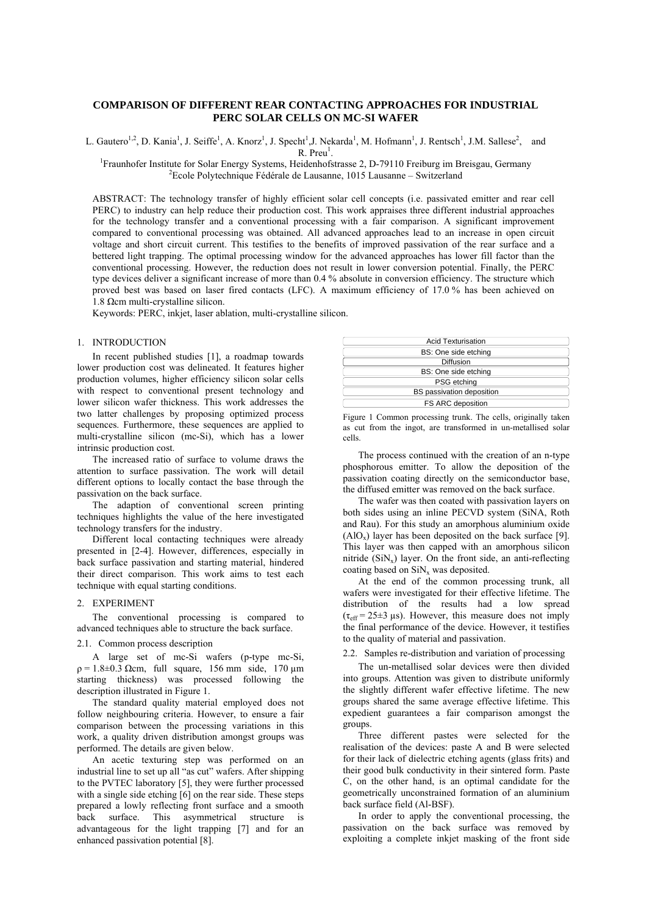# COMPARISON OF DIFFERENT REAR CONTACTING APPROACHES FOR INDUSTRIAL PERC SOLAR CELLS ON MC-SI WAFER

L. Gautero[1,2], D. Kania[1], J. Seiffe[1], A. Knorz[1], J. Specht[1], J. Nekarda[1], M. Hofmann[1], J. Rentsch[1], J.M. Sallese[2], and R. Preu[1].

[1]Fraunhofer Institute for Solar Energy Systems, Heidenhofstrasse 2, D-79110 Freiburg im Breisgau, Germany

[2]Ecole Polytechnique Fédérale de Lausanne, 1015 Lausanne – Switzerland

ABSTRACT: The technology transfer of highly efficient solar cell concepts (i.e. passivated emitter and rear cell PERC) to industry can help reduce their production cost. This work appraises three different industrial approaches for the technology transfer and a conventional processing with a fair comparison. A significant improvement compared to conventional processing was obtained. All advanced approaches lead to an increase in open circuit voltage and short circuit current. This testifies to the benefits of improved passivation of the rear surface and a bettered light trapping. The optimal processing window for the advanced approaches has lower fill factor than the conventional processing. However, the reduction does not result in lower conversion potential. Finally, the PERC type devices deliver a significant increase of more than 0.4 % absolute in conversion efficiency. The structure which proved best was based on laser fired contacts (LFC). A maximum efficiency of 17.0 % has been achieved on 1.8 Ωcm multi-crystalline silicon.

Keywords: PERC, inkjet, laser ablation, multi-crystalline silicon.

## 1. INTRODUCTION

In recent published studies [1], a roadmap towards lower production cost was delineated. It features higher production volumes, higher efficiency silicon solar cells with respect to conventional present technology and lower silicon wafer thickness. This work addresses the two latter challenges by proposing optimized process sequences. Furthermore, these sequences are applied to multi-crystalline silicon (mc-Si), which has a lower intrinsic production cost.

The increased ratio of surface to volume draws the attention to surface passivation. The work will detail different options to locally contact the base through the passivation on the back surface.

The adaption of conventional screen printing techniques highlights the value of the here investigated technology transfers for the industry.

Different local contacting techniques were already presented in [2-4]. However, differences, especially in back surface passivation and starting material, hindered their direct comparison. This work aims to test each technique with equal starting conditions.

## 2. EXPERIMENT

The conventional processing is compared to advanced techniques able to structure the back surface.

### 2.1. Common process description

A large set of mc-Si wafers (p-type mc-Si, $\rho = 1.8 \pm 0.3$ Ωcm, full square, 156 mm side, 170 µm starting thickness) was processed following the description illustrated in Figure 1.

The standard quality material employed does not follow neighbouring criteria. However, to ensure a fair comparison between the processing variations in this work, a quality driven distribution amongst groups was performed. The details are given below.

An acetic texturing step was performed on an industrial line to set up all "as cut" wafers. After shipping to the PVTEC laboratory [5], they were further processed with a single side etching [6] on the rear side. These steps prepared a lowly reflecting front surface and a smooth back surface. This asymmetrical structure is advantageous for the light trapping [7] and for an enhanced passivation potential [8].

| Acid Texturisation |
|---|
| BS: One side etching |
| Diffusion |
| BS: One side etching |
| PSG etching |
| BS passivation deposition |
| FS ARC deposition |

Figure 1 Common processing trunk. The cells, originally taken as cut from the ingot, are transformed in un-metallised solar cells.

The process continued with the creation of an n-type phosphorous emitter. To allow the deposition of the passivation coating directly on the semiconductor base, the diffused emitter was removed on the back surface.

The wafer was then coated with passivation layers on both sides using an inline PECVD system (SiNA, Roth and Rau). For this study an amorphous aluminium oxide ($AlO_x$) layer has been deposited on the back surface [9]. This layer was then capped with an amorphous silicon nitride ($SiN_x$) layer. On the front side, an anti-reflecting coating based on $SiN_x$ was deposited.

At the end of the common processing trunk, all wafers were investigated for their effective lifetime. The distribution of the results had a low spread ($\tau_{eff} = 25 \pm 3$ µs). However, this measure does not imply the final performance of the device. However, it testifies to the quality of material and passivation.

### 2.2. Samples re-distribution and variation of processing

The un-metallised solar devices were then divided into groups. Attention was given to distribute uniformly the slightly different wafer effective lifetime. The new groups shared the same average effective lifetime. This expedient guarantees a fair comparison amongst the groups.

Three different pastes were selected for the realisation of the devices: paste A and B were selected for their lack of dielectric etching agents (glass frits) and their good bulk conductivity in their sintered form. Paste C, on the other hand, is an optimal candidate for the geometrically unconstrained formation of an aluminium back surface field (Al-BSF).

In order to apply the conventional processing, the passivation on the back surface was removed by exploiting a complete inkjet masking of the front side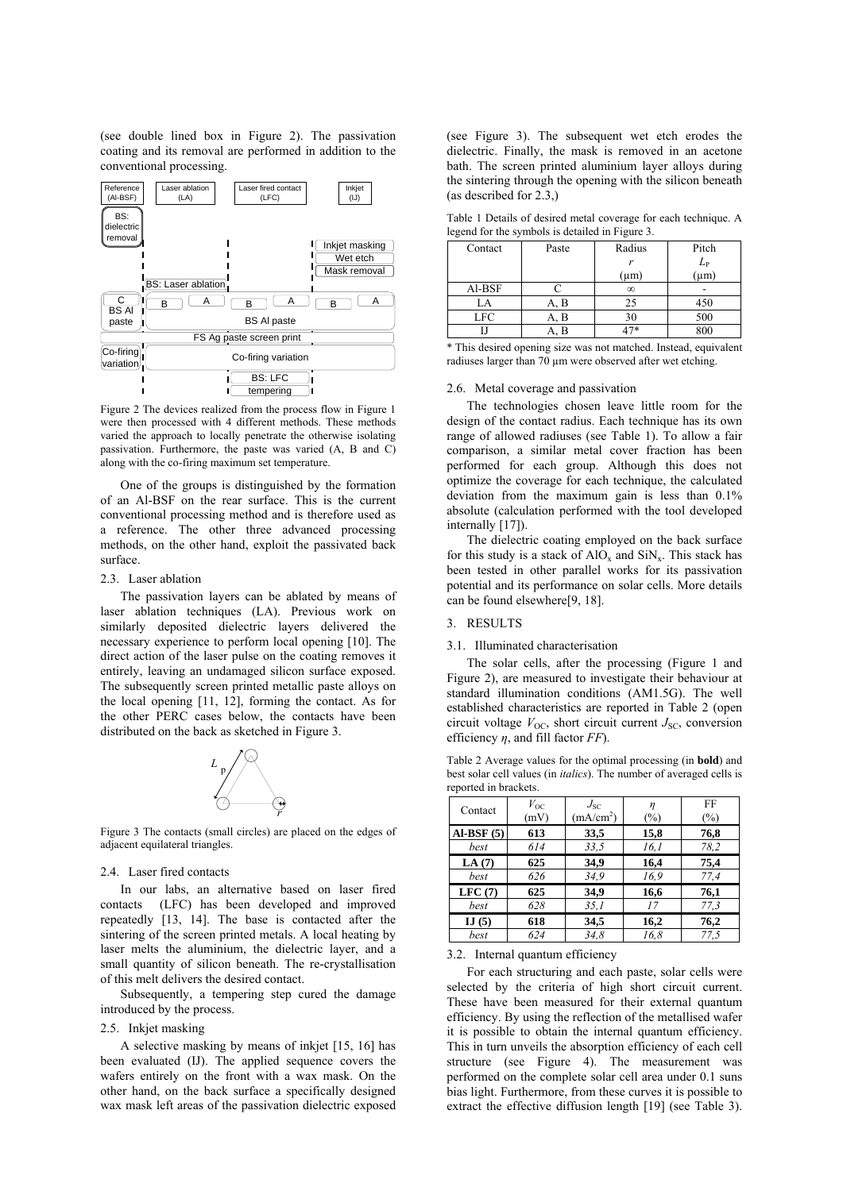(see double lined box in Figure 2). The passivation coating and its removal are performed in addition to the conventional processing.

Figure 2 The devices realized from the process flow in Figure 1 were then processed with 4 different methods. These methods varied the approach to locally penetrate the otherwise isolating passivation. Furthermore, the paste was varied (A, B and C) along with the co-firing maximum set temperature.

One of the groups is distinguished by the formation of an Al-BSF on the rear surface. This is the current conventional processing method and is therefore used as a reference. The other three advanced processing methods, on the other hand, exploit the passivated back surface.

### 2.3. Laser ablation

The passivation layers can be ablated by means of laser ablation techniques (LA). Previous work on similarly deposited dielectric layers delivered the necessary experience to perform local opening [10]. The direct action of the laser pulse on the coating removes it entirely, leaving an undamaged silicon surface exposed. The subsequently screen printed metallic paste alloys on the local opening [11, 12], forming the contact. As for the other PERC cases below, the contacts have been distributed on the back as sketched in Figure 3.

Figure 3 The contacts (small circles) are placed on the edges of adjacent equilateral triangles.

### 2.4. Laser fired contacts

In our labs, an alternative based on laser fired contacts (LFC) has been developed and improved repeatedly [13, 14]. The base is contacted after the sintering of the screen printed metals. A local heating by laser melts the aluminium, the dielectric layer, and a small quantity of silicon beneath. The re-crystallisation of this melt delivers the desired contact.

Subsequently, a tempering step cured the damage introduced by the process.

### 2.5. Inkjet masking

A selective masking by means of inkjet [15, 16] has been evaluated (IJ). The applied sequence covers the wafers entirely on the front with a wax mask. On the other hand, on the back surface a specifically designed wax mask left areas of the passivation dielectric exposed (see Figure 3). The subsequent wet etch erodes the dielectric. Finally, the mask is removed in an acetone bath. The screen printed aluminium layer alloys during the sintering through the opening with the silicon beneath (as described for 2.3,)

Table 1 Details of desired metal coverage for each technique. A legend for the symbols is detailed in Figure 3.

| Contact | Paste | Radius $r$ (μm) | Pitch $L_P$ (μm) |
|---|---|---|---|
| Al-BSF | C | $\infty$ | - |
| LA | A, B | 25 | 450 |
| LFC | A, B | 30 | 500 |
| IJ | A, B | 47* | 800 |

\* This desired opening size was not matched. Instead, equivalent radiuses larger than 70 μm were observed after wet etching.

### 2.6. Metal coverage and passivation

The technologies chosen leave little room for the design of the contact radius. Each technique has its own range of allowed radiuses (see Table 1). To allow a fair comparison, a similar metal cover fraction has been performed for each group. Although this does not optimize the coverage for each technique, the calculated deviation from the maximum gain is less than 0.1% absolute (calculation performed with the tool developed internally [17]).

The dielectric coating employed on the back surface for this study is a stack of $AlO_x$ and $SiN_x$. This stack has been tested in other parallel works for its passivation potential and its performance on solar cells. More details can be found elsewhere[9, 18].

## 3. RESULTS

### 3.1. Illuminated characterisation

The solar cells, after the processing (Figure 1 and Figure 2), are measured to investigate their behaviour at standard illumination conditions (AM1.5G). The well established characteristics are reported in Table 2 (open circuit voltage $V_{OC}$, short circuit current $J_{SC}$, conversion efficiency $\eta$, and fill factor *FF*).

Table 2 Average values for the optimal processing (in **bold**) and best solar cell values (in *italics*). The number of averaged cells is reported in brackets.

| Contact | $V_{OC}$ (mV) | $J_{SC}$ (mA/cm$^2$) | $\eta$ (%) | FF (%) |
|---|---|---|---|---|
| **Al-BSF (5)** | **613** | **33,5** | **15,8** | **76,8** |
| *best* | *614* | *33,5* | *16,1* | *78,2* |
| **LA (7)** | **625** | **34,9** | **16,4** | **75,4** |
| *best* | *626* | *34,9* | *16,9* | *77,4* |
| **LFC (7)** | **625** | **34,9** | **16,6** | **76,1** |
| *best* | *628* | *35,1* | *17* | *77,3* |
| **IJ (5)** | **618** | **34,5** | **16,2** | **76,2** |
| *best* | *624* | *34,8* | *16,8* | *77,5* |

### 3.2. Internal quantum efficiency

For each structuring and each paste, solar cells were selected by the criteria of high short circuit current. These have been measured for their external quantum efficiency. By using the reflection of the metallised wafer it is possible to obtain the internal quantum efficiency. This in turn unveils the absorption efficiency of each cell structure (see Figure 4). The measurement was performed on the complete solar cell area under 0.1 suns bias light. Furthermore, from these curves it is possible to extract the effective diffusion length [19] (see Table 3).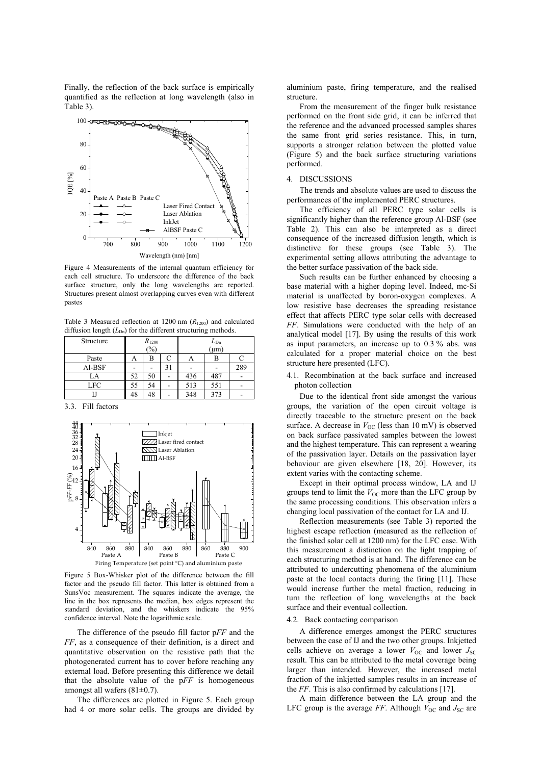Finally, the reflection of the back surface is empirically quantified as the reflection at long wavelength (also in Table 3).

Figure 4 Measurements of the internal quantum efficiency for each cell structure. To underscore the difference of the back surface structure, only the long wavelengths are reported. Structures present almost overlapping curves even with different pastes

Table 3 Measured reflection at 1200 nm ($R_{1200}$) and calculated diffusion length ($L_{Dn}$) for the different structuring methods.

| Structure | $R_{1200}$ (%) | | | $L_{Dn}$ (µm) | | |
|---|---|---|---|---|---|---|
| Paste | A | B | C | A | B | C |
| Al-BSF | - | - | 31 | - | - | 289 |
| LA | 52 | 50 | - | 436 | 487 | - |
| LFC | 55 | 54 | - | 513 | 551 | - |
| IJ | 48 | 48 | - | 348 | 373 | - |

### 3.3. Fill factors

Figure 5 Box-Whisker plot of the difference between the fill factor and the pseudo fill factor. This latter is obtained from a SunsVoc measurement. The squares indicate the average, the line in the box represents the median, box edges represent the standard deviation, and the whiskers indicate the 95% confidence interval. Note the logarithmic scale.

The difference of the pseudo fill factor p*FF* and the *FF*, as a consequence of their definition, is a direct and quantitative observation on the resistive path that the photogenerated current has to cover before reaching any external load. Before presenting this difference we detail that the absolute value of the p*FF* is homogeneous amongst all wafers (81±0.7).

The differences are plotted in Figure 5. Each group had 4 or more solar cells. The groups are divided by aluminium paste, firing temperature, and the realised structure.

From the measurement of the finger bulk resistance performed on the front side grid, it can be inferred that the reference and the advanced processed samples shares the same front grid series resistance. This, in turn, supports a stronger relation between the plotted value (Figure 5) and the back surface structuring variations performed.

## 4. DISCUSSIONS

The trends and absolute values are used to discuss the performances of the implemented PERC structures.

The efficiency of all PERC type solar cells is significantly higher than the reference group Al-BSF (see Table 2). This can also be interpreted as a direct consequence of the increased diffusion length, which is distinctive for these groups (see Table 3). The experimental setting allows attributing the advantage to the better surface passivation of the back side.

Such results can be further enhanced by choosing a base material with a higher doping level. Indeed, mc-Si material is unaffected by boron-oxygen complexes. A low resistive base decreases the spreading resistance effect that affects PERC type solar cells with decreased *FF*. Simulations were conducted with the help of an analytical model [17]. By using the results of this work as input parameters, an increase up to 0.3 % abs. was calculated for a proper material choice on the best structure here presented (LFC).

### 4.1. Recombination at the back surface and increased photon collection

Due to the identical front side amongst the various groups, the variation of the open circuit voltage is directly traceable to the structure present on the back surface. A decrease in $V_{OC}$ (less than 10 mV) is observed on back surface passivated samples between the lowest and the highest temperature. This can represent a wearing of the passivation layer. Details on the passivation layer behaviour are given elsewhere [18, 20]. However, its extent varies with the contacting scheme.

Except in their optimal process window, LA and IJ groups tend to limit the $V_{OC}$ more than the LFC group by the same processing conditions. This observation infers a changing local passivation of the contact for LA and IJ.

Reflection measurements (see Table 3) reported the highest escape reflection (measured as the reflection of the finished solar cell at 1200 nm) for the LFC case. With this measurement a distinction on the light trapping of each structuring method is at hand. The difference can be attributed to undercutting phenomena of the aluminium paste at the local contacts during the firing [11]. These would increase further the metal fraction, reducing in turn the reflection of long wavelengths at the back surface and their eventual collection.

### 4.2. Back contacting comparison

A difference emerges amongst the PERC structures between the case of IJ and the two other groups. Inkjetted cells achieve on average a lower $V_{OC}$ and lower $J_{SC}$ result. This can be attributed to the metal coverage being larger than intended. However, the increased metal fraction of the inkjetted samples results in an increase of the *FF*. This is also confirmed by calculations [17].

A main difference between the LA group and the LFC group is the average *FF*. Although $V_{OC}$ and $J_{SC}$ are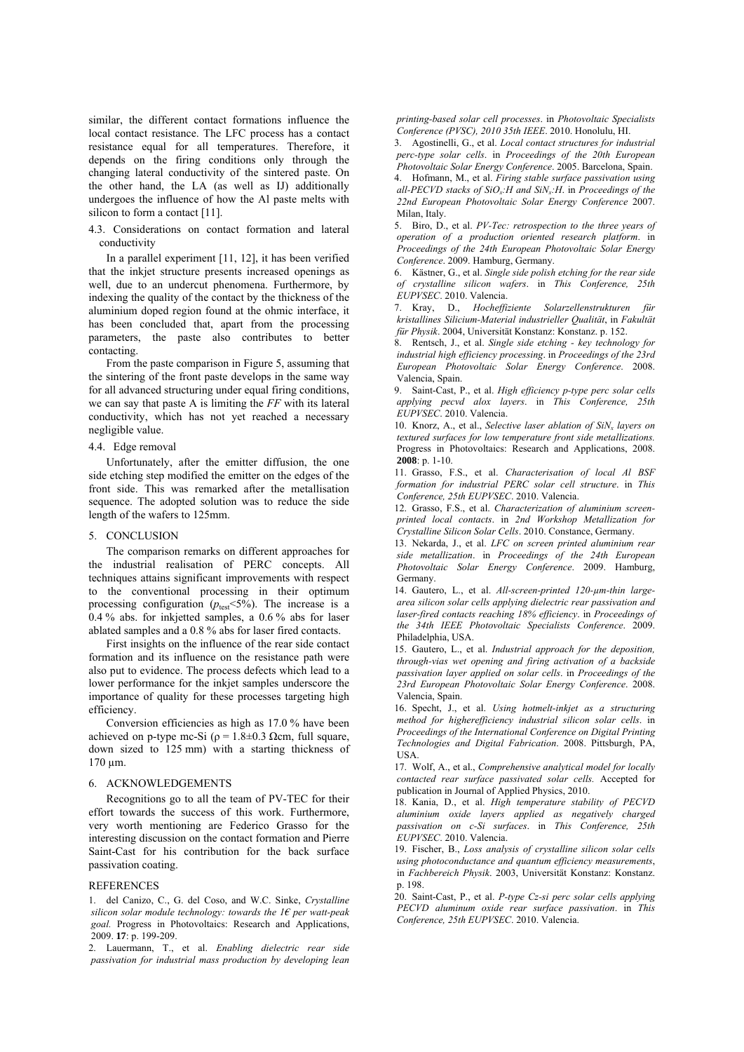similar, the different contact formations influence the local contact resistance. The LFC process has a contact resistance equal for all temperatures. Therefore, it depends on the firing conditions only through the changing lateral conductivity of the sintered paste. On the other hand, the LA (as well as IJ) additionally undergoes the influence of how the Al paste melts with silicon to form a contact [11].

### 4.3. Considerations on contact formation and lateral conductivity

In a parallel experiment [11, 12], it has been verified that the inkjet structure presents increased openings as well, due to an undercut phenomena. Furthermore, by indexing the quality of the contact by the thickness of the aluminium doped region found at the ohmic interface, it has been concluded that, apart from the processing parameters, the paste also contributes to better contacting.

From the paste comparison in Figure 5, assuming that the sintering of the front paste develops in the same way for all advanced structuring under equal firing conditions, we can say that paste A is limiting the *FF* with its lateral conductivity, which has not yet reached a necessary negligible value.

### 4.4. Edge removal

Unfortunately, after the emitter diffusion, the one side etching step modified the emitter on the edges of the front side. This was remarked after the metallisation sequence. The adopted solution was to reduce the side length of the wafers to 125mm.

## 5. CONCLUSION

The comparison remarks on different approaches for the industrial realisation of PERC concepts. All techniques attains significant improvements with respect to the conventional processing in their optimum processing configuration ($p_{test}$<5%). The increase is a 0.4 % abs. for inkjetted samples, a 0.6 % abs for laser ablated samples and a 0.8 % abs for laser fired contacts.

First insights on the influence of the rear side contact formation and its influence on the resistance path were also put to evidence. The process defects which lead to a lower performance for the inkjet samples underscore the importance of quality for these processes targeting high efficiency.

Conversion efficiencies as high as 17.0 % have been achieved on p-type mc-Si ($\rho = 1.8\pm0.3$ Ωcm, full square, down sized to 125 mm) with a starting thickness of 170 µm.

## 6. ACKNOWLEDGEMENTS

Recognitions go to all the team of PV-TEC for their effort towards the success of this work. Furthermore, very worth mentioning are Federico Grasso for the interesting discussion on the contact formation and Pierre Saint-Cast for his contribution for the back surface passivation coating.

## REFERENCES

1. del Canizo, C., G. del Coso, and W.C. Sinke, *Crystalline silicon solar module technology: towards the 1€ per watt-peak goal.* Progress in Photovoltaics: Research and Applications, 2009. **17**: p. 199-209.
2. Lauermann, T., et al. *Enabling dielectric rear side passivation for industrial mass production by developing lean printing-based solar cell processes*. in *Photovoltaic Specialists Conference (PVSC), 2010 35th IEEE*. 2010. Honolulu, HI.
3. Agostinelli, G., et al. *Local contact structures for industrial perc-type solar cells*. in *Proceedings of the 20th European Photovoltaic Solar Energy Conference*. 2005. Barcelona, Spain.
4. Hofmann, M., et al. *Firing stable surface passivation using all-PECVD stacks of $SiO_x$:H and $SiN_x$:H*. in *Proceedings of the 22nd European Photovoltaic Solar Energy Conference* 2007. Milan, Italy.
5. Biro, D., et al. *PV-Tec: retrospection to the three years of operation of a production oriented research platform*. in *Proceedings of the 24th European Photovoltaic Solar Energy Conference*. 2009. Hamburg, Germany.
6. Kästner, G., et al. *Single side polish etching for the rear side of crystalline silicon wafers*. in *This Conference, 25th EUPVSEC*. 2010. Valencia.
7. Kray, D., *Hocheffiziente Solarzellenstrukturen für kristallines Silicium-Material industrieller Qualität*, in *Fakultät für Physik*. 2004, Universität Konstanz: Konstanz. p. 152.
8. Rentsch, J., et al. *Single side etching - key technology for industrial high efficiency processing*. in *Proceedings of the 23rd European Photovoltaic Solar Energy Conference*. 2008. Valencia, Spain.
9. Saint-Cast, P., et al. *High efficiency p-type perc solar cells applying pecvd alox layers*. in *This Conference, 25th EUPVSEC*. 2010. Valencia.
10. Knorz, A., et al., *Selective laser ablation of $SiN_x$ layers on textured surfaces for low temperature front side metallizations.* Progress in Photovoltaics: Research and Applications, 2008. **2008**: p. 1-10.
11. Grasso, F.S., et al. *Characterisation of local Al BSF formation for industrial PERC solar cell structure*. in *This Conference, 25th EUPVSEC*. 2010. Valencia.
12. Grasso, F.S., et al. *Characterization of aluminium screen-printed local contacts*. in *2nd Workshop Metallization for Crystalline Silicon Solar Cells*. 2010. Constance, Germany.
13. Nekarda, J., et al. *LFC on screen printed aluminium rear side metallization*. in *Proceedings of the 24th European Photovoltaic Solar Energy Conference*. 2009. Hamburg, Germany.
14. Gautero, L., et al. *All-screen-printed 120-µm-thin large-area silicon solar cells applying dielectric rear passivation and laser-fired contacts reaching 18% efficiency*. in *Proceedings of the 34th IEEE Photovoltaic Specialists Conference*. 2009. Philadelphia, USA.
15. Gautero, L., et al. *Industrial approach for the deposition, through-vias wet opening and firing activation of a backside passivation layer applied on solar cells*. in *Proceedings of the 23rd European Photovoltaic Solar Energy Conference*. 2008. Valencia, Spain.
16. Specht, J., et al. *Using hotmelt-inkjet as a structuring method for higherefficiency industrial silicon solar cells*. in *Proceedings of the International Conference on Digital Printing Technologies and Digital Fabrication*. 2008. Pittsburgh, PA, USA.
17. Wolf, A., et al., *Comprehensive analytical model for locally contacted rear surface passivated solar cells.* Accepted for publication in Journal of Applied Physics, 2010.
18. Kania, D., et al. *High temperature stability of PECVD aluminium oxide layers applied as negatively charged passivation on c-Si surfaces*. in *This Conference, 25th EUPVSEC*. 2010. Valencia.
19. Fischer, B., *Loss analysis of crystalline silicon solar cells using photoconductance and quantum efficiency measurements*, in *Fachbereich Physik*. 2003, Universität Konstanz: Konstanz. p. 198.
20. Saint-Cast, P., et al. *P-type Cz-si perc solar cells applying PECVD aluminum oxide rear surface passivation*. in *This Conference, 25th EUPVSEC*. 2010. Valencia.